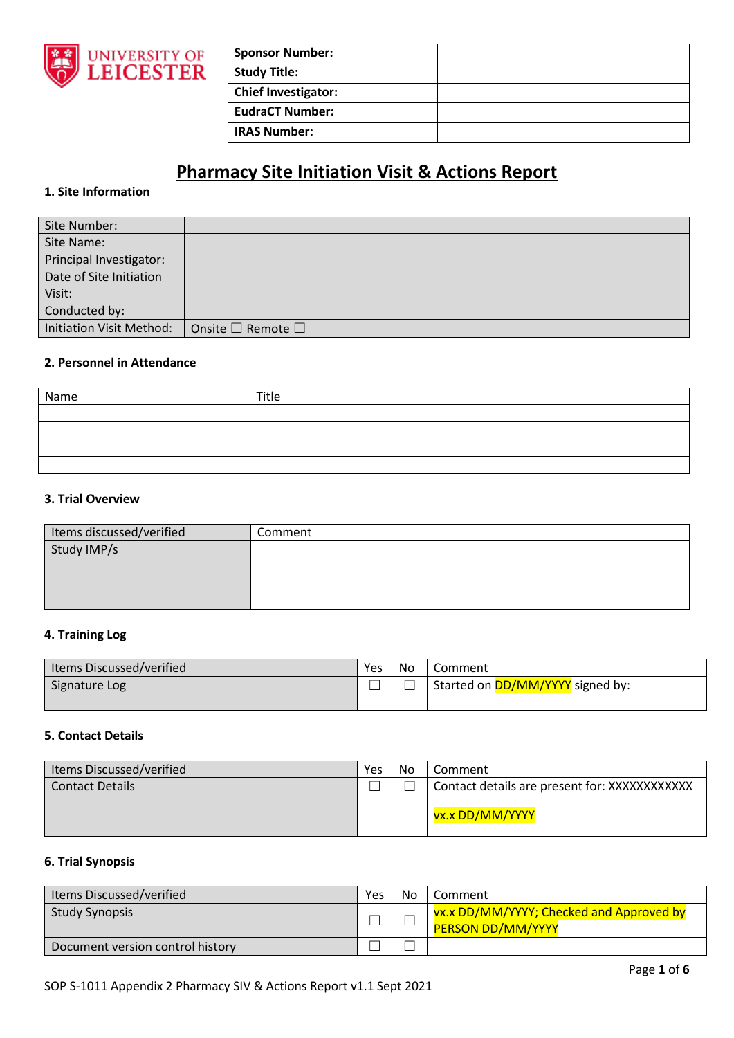| Sponsor Number: | |
|---|---|
| Study Title: | |
| Chief Investigator: | |
| EudraCT Number: | |
| IRAS Number: | |

# Pharmacy Site Initiation Visit & Actions Report

**1. Site Information**

| Site Number: | |
|---|---|
| Site Name: | |
| Principal Investigator: | |
| Date of Site Initiation Visit: | |
| Conducted by: | |
| Initiation Visit Method: | Onsite ☐ Remote ☐ |

**2. Personnel in Attendance**

| Name | Title |
|---|---|
| | |
| | |
| | |
| | |

**3. Trial Overview**

| Items discussed/verified | Comment |
|---|---|
| Study IMP/s | |

**4. Training Log**

| Items Discussed/verified | Yes | No | Comment |
|---|---|---|---|
| Signature Log | ☐ | ☐ | Started on DD/MM/YYYY signed by: |

**5. Contact Details**

| Items Discussed/verified | Yes | No | Comment |
|---|---|---|---|
| Contact Details | ☐ | ☐ | Contact details are present for: XXXXXXXXXXX<br><br>vx.x DD/MM/YYYY |

**6. Trial Synopsis**

| Items Discussed/verified | Yes | No | Comment |
|---|---|---|---|
| Study Synopsis | ☐ | ☐ | vx.x DD/MM/YYYY; Checked and Approved by PERSON DD/MM/YYYY |
| Document version control history | ☐ | ☐ | |

SOP S-1011 Appendix 2 Pharmacy SIV & Actions Report v1.1 Sept 2021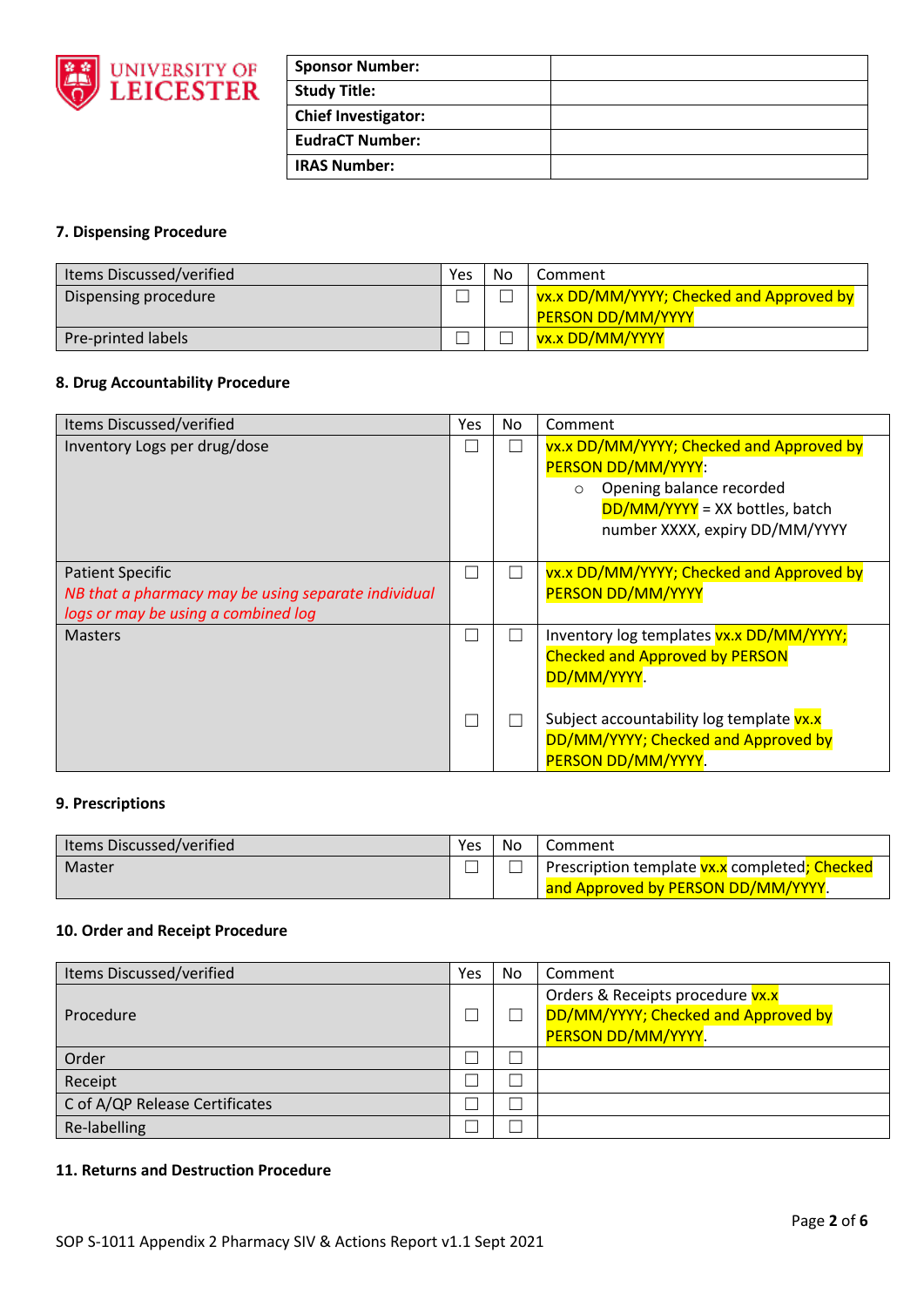| Sponsor Number: | |
|---|---|
| Study Title: | |
| Chief Investigator: | |
| EudraCT Number: | |
| IRAS Number: | |

### 7. Dispensing Procedure

| Items Discussed/verified | Yes | No | Comment |
|---|---|---|---|
| Dispensing procedure | ☐ | ☐ | vx.x DD/MM/YYYY; Checked and Approved by PERSON DD/MM/YYYY |
| Pre-printed labels | ☐ | ☐ | vx.x DD/MM/YYYY |

### 8. Drug Accountability Procedure

| Items Discussed/verified | Yes | No | Comment |
|---|---|---|---|
| Inventory Logs per drug/dose | ☐ | ☐ | vx.x DD/MM/YYYY; Checked and Approved by PERSON DD/MM/YYYY:<br>○ Opening balance recorded DD/MM/YYYY = XX bottles, batch number XXXX, expiry DD/MM/YYYY |
| Patient Specific<br>*NB that a pharmacy may be using separate individual logs or may be using a combined log* | ☐ | ☐ | vx.x DD/MM/YYYY; Checked and Approved by PERSON DD/MM/YYYY |
| Masters | ☐ | ☐ | Inventory log templates vx.x DD/MM/YYYY; Checked and Approved by PERSON DD/MM/YYYY. |
| | ☐ | ☐ | Subject accountability log template vx.x DD/MM/YYYY; Checked and Approved by PERSON DD/MM/YYYY. |

### 9. Prescriptions

| Items Discussed/verified | Yes | No | Comment |
|---|---|---|---|
| Master | ☐ | ☐ | Prescription template vx.x completed; Checked and Approved by PERSON DD/MM/YYYY. |

### 10. Order and Receipt Procedure

| Items Discussed/verified | Yes | No | Comment |
|---|---|---|---|
| Procedure | ☐ | ☐ | Orders & Receipts procedure vx.x DD/MM/YYYY; Checked and Approved by PERSON DD/MM/YYYY. |
| Order | ☐ | ☐ | |
| Receipt | ☐ | ☐ | |
| C of A/QP Release Certificates | ☐ | ☐ | |
| Re-labelling | ☐ | ☐ | |

### 11. Returns and Destruction Procedure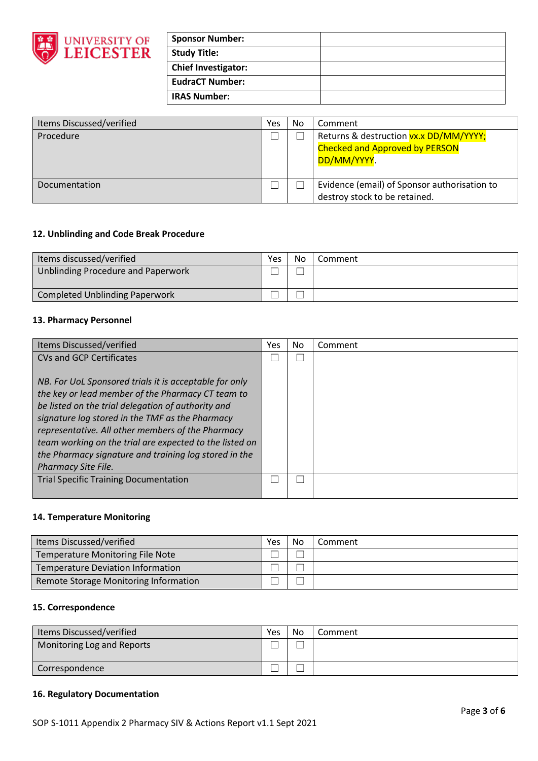| Sponsor Number: | |
| --- | --- |
| Study Title: | |
| Chief Investigator: | |
| EudraCT Number: | |
| IRAS Number: | |

| Items Discussed/verified | Yes | No | Comment |
| --- | --- | --- | --- |
| Procedure | ☐ | ☐ | Returns & destruction vx.x DD/MM/YYYY; Checked and Approved by PERSON DD/MM/YYYY. |
| Documentation | ☐ | ☐ | Evidence (email) of Sponsor authorisation to destroy stock to be retained. |

**12. Unblinding and Code Break Procedure**

| Items discussed/verified | Yes | No | Comment |
| --- | --- | --- | --- |
| Unblinding Procedure and Paperwork | ☐ | ☐ | |
| Completed Unblinding Paperwork | ☐ | ☐ | |

**13. Pharmacy Personnel**

| Items Discussed/verified | Yes | No | Comment |
| --- | --- | --- | --- |
| CVs and GCP Certificates<br><br>*NB. For UoL Sponsored trials it is acceptable for only the key or lead member of the Pharmacy CT team to be listed on the trial delegation of authority and signature log stored in the TMF as the Pharmacy representative. All other members of the Pharmacy team working on the trial are expected to the listed on the Pharmacy signature and training log stored in the Pharmacy Site File.* | ☐ | ☐ | |
| Trial Specific Training Documentation | ☐ | ☐ | |

**14. Temperature Monitoring**

| Items Discussed/verified | Yes | No | Comment |
| --- | --- | --- | --- |
| Temperature Monitoring File Note | ☐ | ☐ | |
| Temperature Deviation Information | ☐ | ☐ | |
| Remote Storage Monitoring Information | ☐ | ☐ | |

**15. Correspondence**

| Items Discussed/verified | Yes | No | Comment |
| --- | --- | --- | --- |
| Monitoring Log and Reports | ☐ | ☐ | |
| Correspondence | ☐ | ☐ | |

**16. Regulatory Documentation**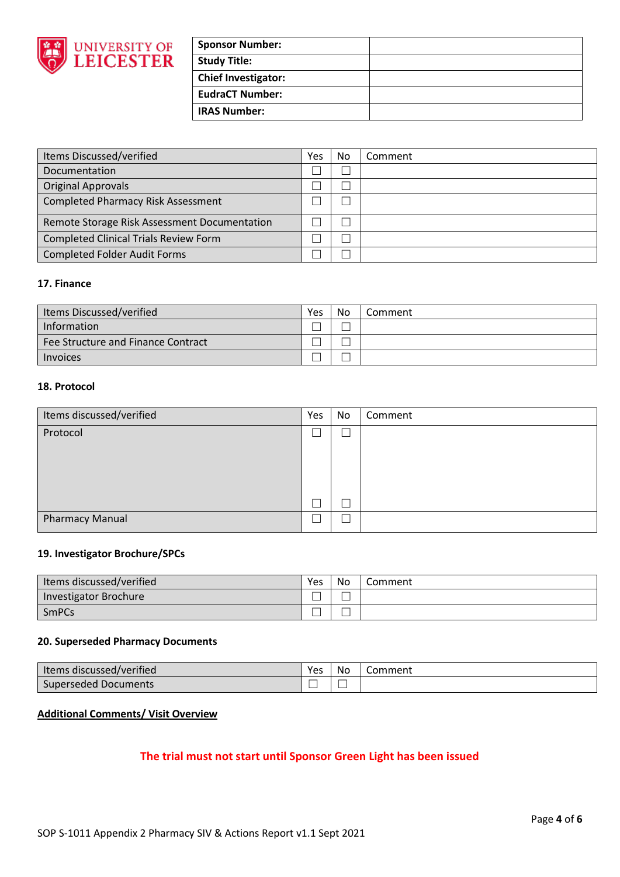| Sponsor Number: | |
|---|---|
| Study Title: | |
| Chief Investigator: | |
| EudraCT Number: | |
| IRAS Number: | |

| Items Discussed/verified | Yes | No | Comment |
|---|---|---|---|
| Documentation | ☐ | ☐ | |
| Original Approvals | ☐ | ☐ | |
| Completed Pharmacy Risk Assessment | ☐ | ☐ | |
| Remote Storage Risk Assessment Documentation | ☐ | ☐ | |
| Completed Clinical Trials Review Form | ☐ | ☐ | |
| Completed Folder Audit Forms | ☐ | ☐ | |

**17. Finance**

| Items Discussed/verified | Yes | No | Comment |
|---|---|---|---|
| Information | ☐ | ☐ | |
| Fee Structure and Finance Contract | ☐ | ☐ | |
| Invoices | ☐ | ☐ | |

**18. Protocol**

| Items discussed/verified | Yes | No | Comment |
|---|---|---|---|
| Protocol | ☐<br><br><br><br>☐ | ☐<br><br><br><br>☐ | |
| Pharmacy Manual | ☐ | ☐ | |

**19. Investigator Brochure/SPCs**

| Items discussed/verified | Yes | No | Comment |
|---|---|---|---|
| Investigator Brochure | ☐ | ☐ | |
| SmPCs | ☐ | ☐ | |

**20. Superseded Pharmacy Documents**

| Items discussed/verified | Yes | No | Comment |
|---|---|---|---|
| Superseded Documents | ☐ | ☐ | |

**Additional Comments/ Visit Overview**

**The trial must not start until Sponsor Green Light has been issued**

SOP S-1011 Appendix 2 Pharmacy SIV & Actions Report v1.1 Sept 2021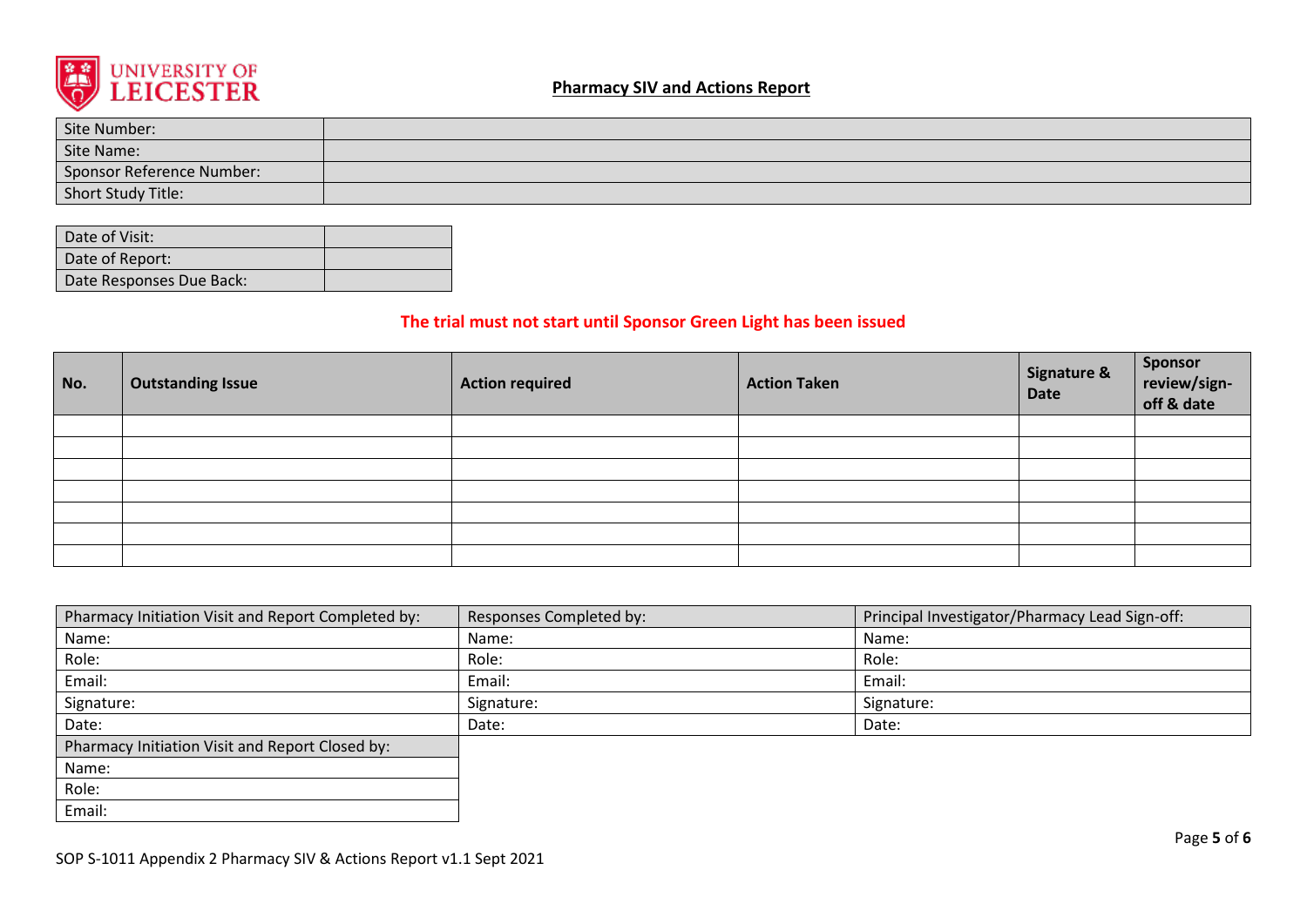# Pharmacy SIV and Actions Report

| Site Number: | |
|---|---|
| Site Name: | |
| Sponsor Reference Number: | |
| Short Study Title: | |

| Date of Visit: | |
|---|---|
| Date of Report: | |
| Date Responses Due Back: | |

**The trial must not start until Sponsor Green Light has been issued**

| No. | Outstanding Issue | Action required | Action Taken | Signature & Date | Sponsor review/sign-off & date |
|---|---|---|---|---|---|
| | | | | | |
| | | | | | |
| | | | | | |
| | | | | | |
| | | | | | |
| | | | | | |
| | | | | | |

| Pharmacy Initiation Visit and Report Completed by: | Responses Completed by: | Principal Investigator/Pharmacy Lead Sign-off: |
|---|---|---|
| Name: | Name: | Name: |
| Role: | Role: | Role: |
| Email: | Email: | Email: |
| Signature: | Signature: | Signature: |
| Date: | Date: | Date: |

| Pharmacy Initiation Visit and Report Closed by: |
|---|
| Name: |
| Role: |
| Email: |

SOP S-1011 Appendix 2 Pharmacy SIV & Actions Report v1.1 Sept 2021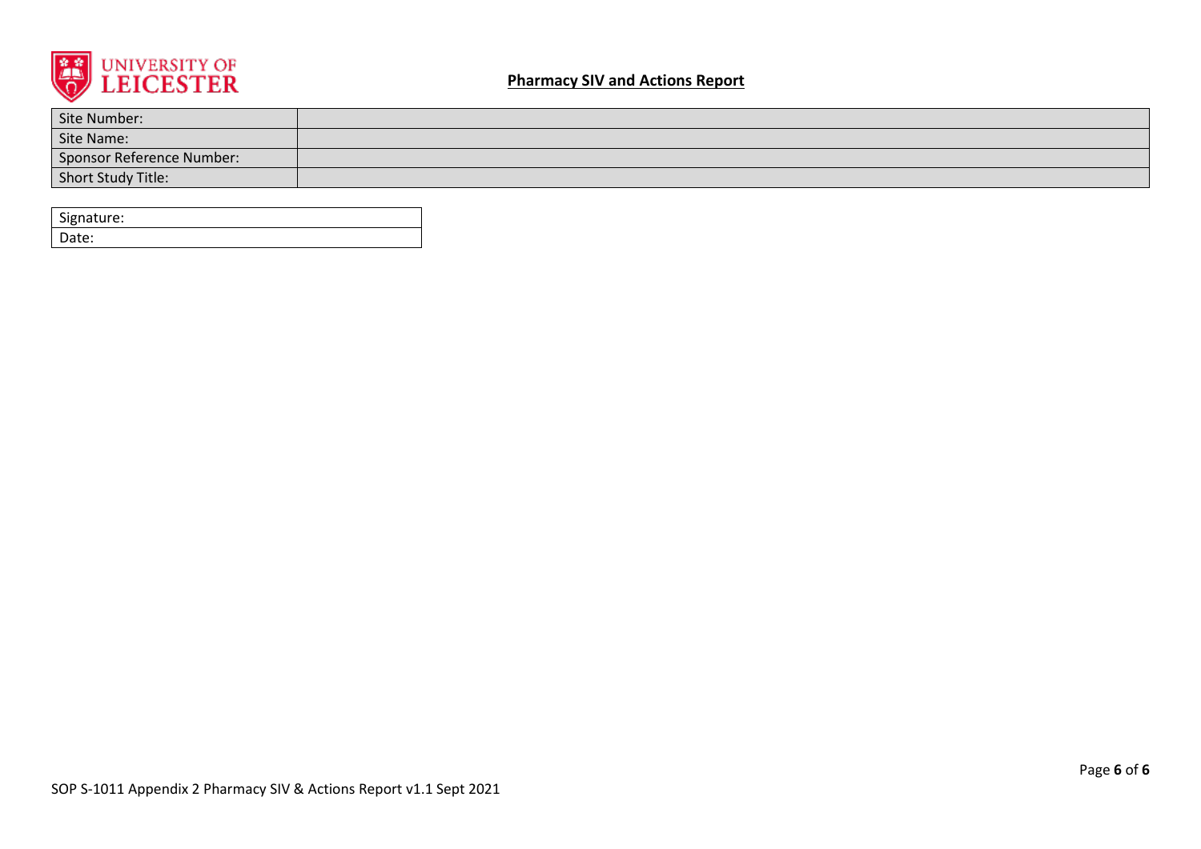**Pharmacy SIV and Actions Report**

| | |
|---|---|
| Site Number: | |
| Site Name: | |
| Sponsor Reference Number: | |
| Short Study Title: | |

| |
|---|
| Signature: |
| Date: |

SOP S-1011 Appendix 2 Pharmacy SIV & Actions Report v1.1 Sept 2021